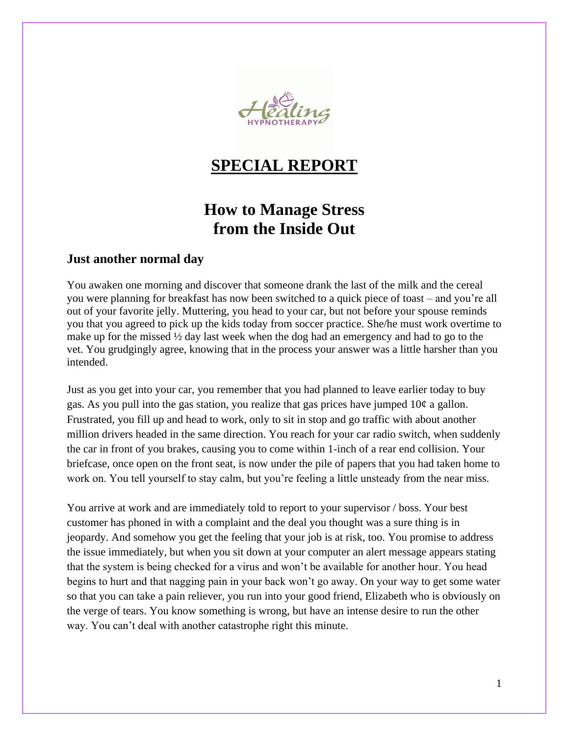Healing HYPNOTHERAPY

# SPECIAL REPORT

## How to Manage Stress from the Inside Out

### Just another normal day

You awaken one morning and discover that someone drank the last of the milk and the cereal you were planning for breakfast has now been switched to a quick piece of toast – and you're all out of your favorite jelly. Muttering, you head to your car, but not before your spouse reminds you that you agreed to pick up the kids today from soccer practice. She/he must work overtime to make up for the missed ½ day last week when the dog had an emergency and had to go to the vet. You grudgingly agree, knowing that in the process your answer was a little harsher than you intended.

Just as you get into your car, you remember that you had planned to leave earlier today to buy gas. As you pull into the gas station, you realize that gas prices have jumped 10¢ a gallon. Frustrated, you fill up and head to work, only to sit in stop and go traffic with about another million drivers headed in the same direction. You reach for your car radio switch, when suddenly the car in front of you brakes, causing you to come within 1-inch of a rear end collision. Your briefcase, once open on the front seat, is now under the pile of papers that you had taken home to work on. You tell yourself to stay calm, but you're feeling a little unsteady from the near miss.

You arrive at work and are immediately told to report to your supervisor / boss. Your best customer has phoned in with a complaint and the deal you thought was a sure thing is in jeopardy. And somehow you get the feeling that your job is at risk, too. You promise to address the issue immediately, but when you sit down at your computer an alert message appears stating that the system is being checked for a virus and won't be available for another hour. You head begins to hurt and that nagging pain in your back won't go away. On your way to get some water so that you can take a pain reliever, you run into your good friend, Elizabeth who is obviously on the verge of tears. You know something is wrong, but have an intense desire to run the other way. You can't deal with another catastrophe right this minute.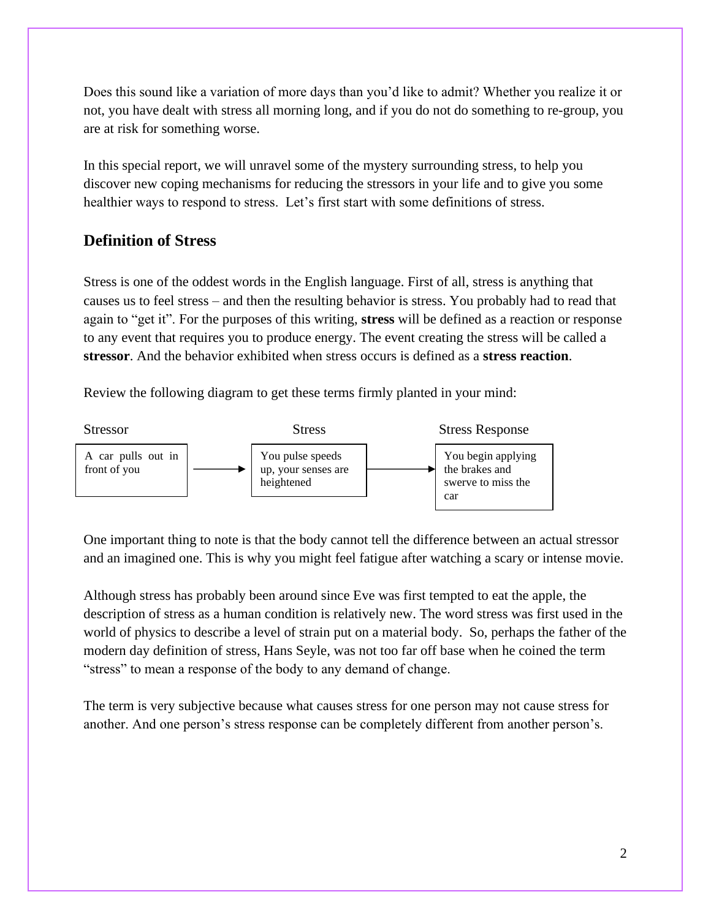Does this sound like a variation of more days than you'd like to admit? Whether you realize it or not, you have dealt with stress all morning long, and if you do not do something to re-group, you are at risk for something worse.

In this special report, we will unravel some of the mystery surrounding stress, to help you discover new coping mechanisms for reducing the stressors in your life and to give you some healthier ways to respond to stress. Let's first start with some definitions of stress.

## Definition of Stress

Stress is one of the oddest words in the English language. First of all, stress is anything that causes us to feel stress – and then the resulting behavior is stress. You probably had to read that again to "get it". For the purposes of this writing, **stress** will be defined as a reaction or response to any event that requires you to produce energy. The event creating the stress will be called a **stressor**. And the behavior exhibited when stress occurs is defined as a **stress reaction**.

Review the following diagram to get these terms firmly planted in your mind:

| Stressor | | Stress | | Stress Response |
|---|---|---|---|---|
| A car pulls out in front of you | → | You pulse speeds up, your senses are heightened | → | You begin applying the brakes and swerve to miss the car |

One important thing to note is that the body cannot tell the difference between an actual stressor and an imagined one. This is why you might feel fatigue after watching a scary or intense movie.

Although stress has probably been around since Eve was first tempted to eat the apple, the description of stress as a human condition is relatively new. The word stress was first used in the world of physics to describe a level of strain put on a material body. So, perhaps the father of the modern day definition of stress, Hans Seyle, was not too far off base when he coined the term "stress" to mean a response of the body to any demand of change.

The term is very subjective because what causes stress for one person may not cause stress for another. And one person's stress response can be completely different from another person's.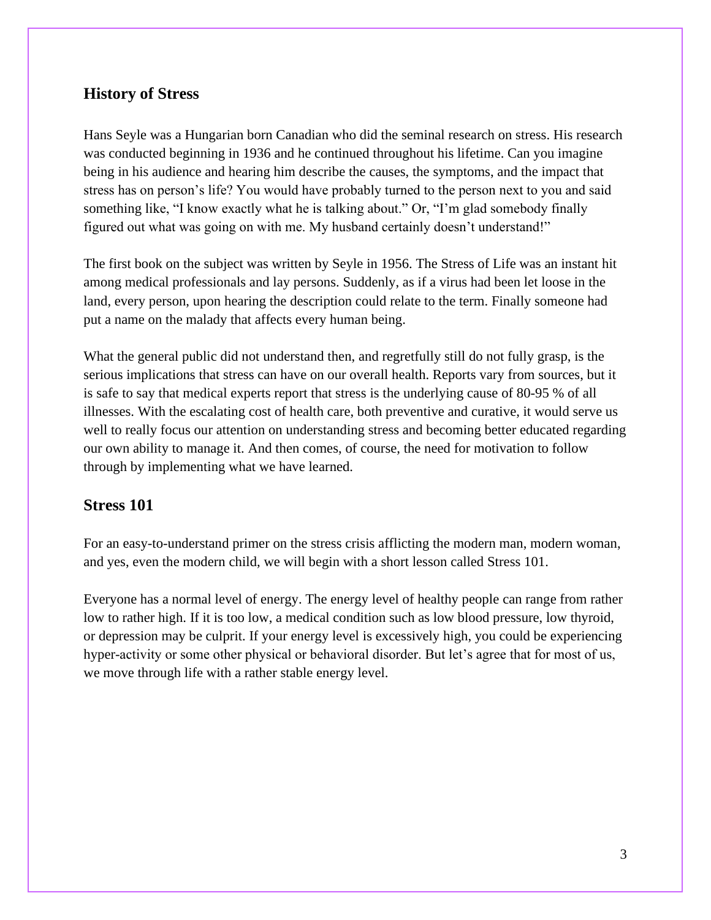## History of Stress

Hans Seyle was a Hungarian born Canadian who did the seminal research on stress. His research was conducted beginning in 1936 and he continued throughout his lifetime. Can you imagine being in his audience and hearing him describe the causes, the symptoms, and the impact that stress has on person's life? You would have probably turned to the person next to you and said something like, "I know exactly what he is talking about." Or, "I'm glad somebody finally figured out what was going on with me. My husband certainly doesn't understand!"

The first book on the subject was written by Seyle in 1956. The Stress of Life was an instant hit among medical professionals and lay persons. Suddenly, as if a virus had been let loose in the land, every person, upon hearing the description could relate to the term. Finally someone had put a name on the malady that affects every human being.

What the general public did not understand then, and regretfully still do not fully grasp, is the serious implications that stress can have on our overall health. Reports vary from sources, but it is safe to say that medical experts report that stress is the underlying cause of 80-95 % of all illnesses. With the escalating cost of health care, both preventive and curative, it would serve us well to really focus our attention on understanding stress and becoming better educated regarding our own ability to manage it. And then comes, of course, the need for motivation to follow through by implementing what we have learned.

## Stress 101

For an easy-to-understand primer on the stress crisis afflicting the modern man, modern woman, and yes, even the modern child, we will begin with a short lesson called Stress 101.

Everyone has a normal level of energy. The energy level of healthy people can range from rather low to rather high. If it is too low, a medical condition such as low blood pressure, low thyroid, or depression may be culprit. If your energy level is excessively high, you could be experiencing hyper-activity or some other physical or behavioral disorder. But let's agree that for most of us, we move through life with a rather stable energy level.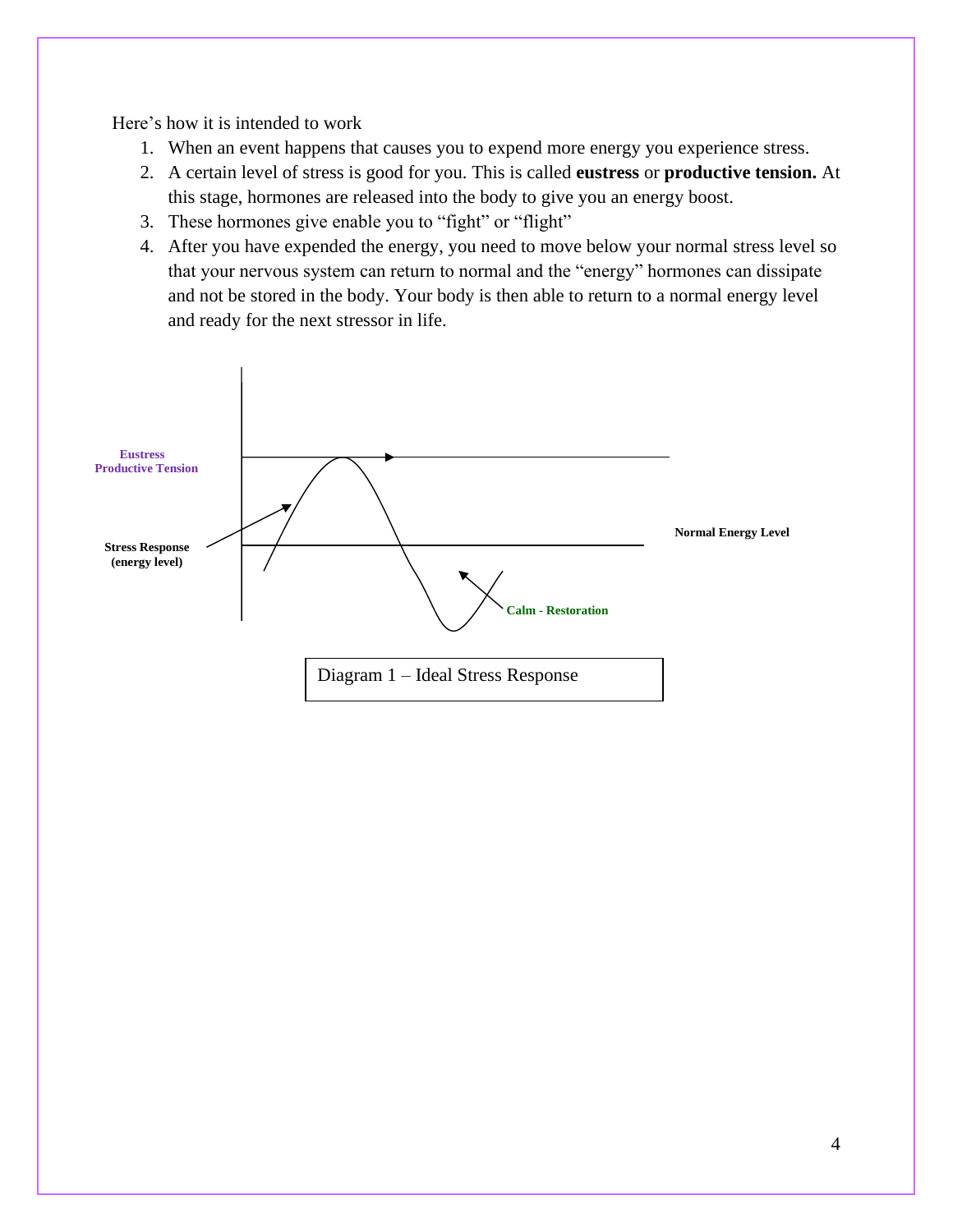Here's how it is intended to work

1. When an event happens that causes you to expend more energy you experience stress.
2. A certain level of stress is good for you. This is called **eustress** or **productive tension.** At this stage, hormones are released into the body to give you an energy boost.
3. These hormones give enable you to "fight" or "flight"
4. After you have expended the energy, you need to move below your normal stress level so that your nervous system can return to normal and the "energy" hormones can dissipate and not be stored in the body. Your body is then able to return to a normal energy level and ready for the next stressor in life.

**Eustress**
**Productive Tension**

**Stress Response (energy level)**

**Normal Energy Level**

**Calm - Restoration**

Diagram 1 – Ideal Stress Response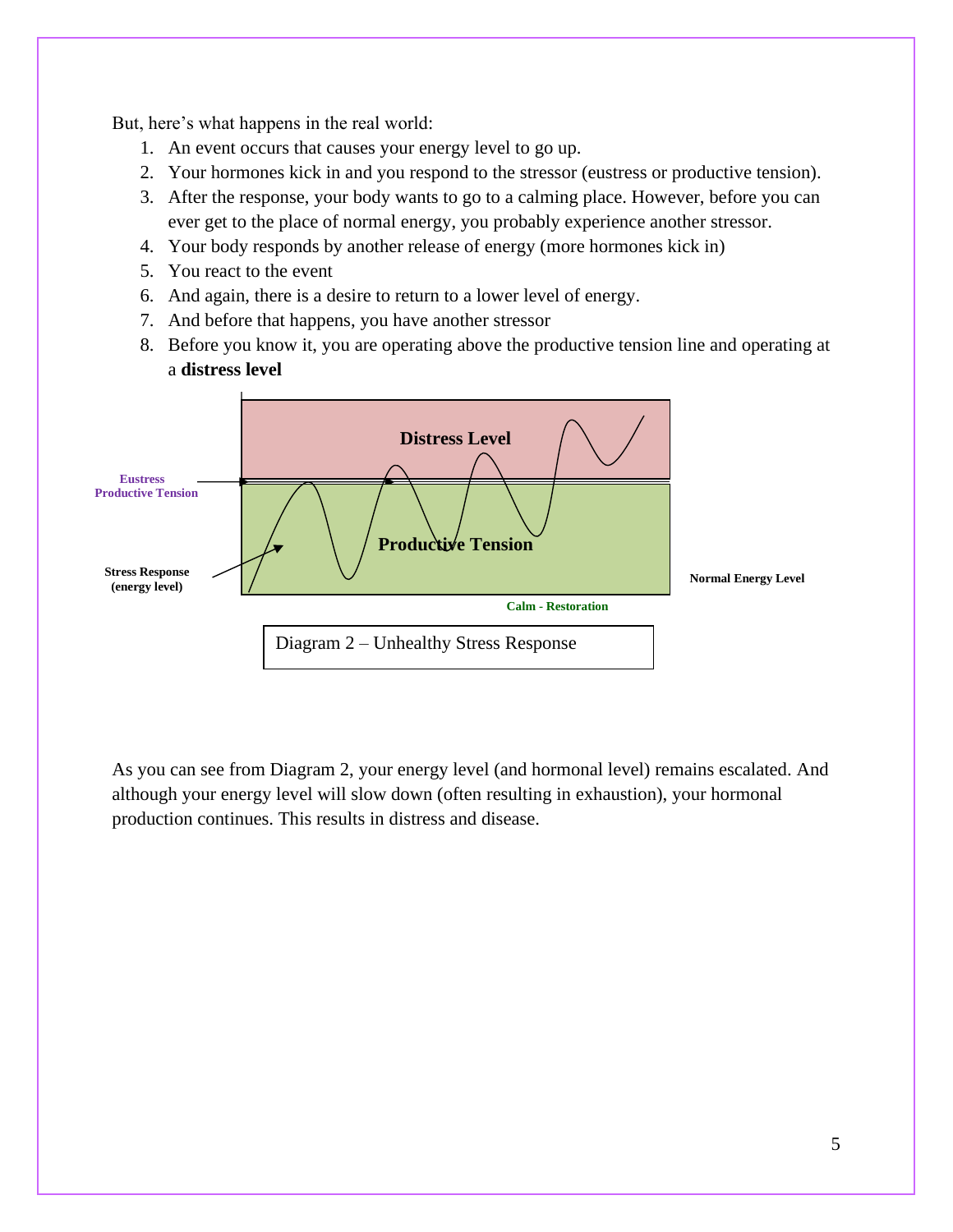But, here's what happens in the real world:

1. An event occurs that causes your energy level to go up.
2. Your hormones kick in and you respond to the stressor (eustress or productive tension).
3. After the response, your body wants to go to a calming place. However, before you can ever get to the place of normal energy, you probably experience another stressor.
4. Your body responds by another release of energy (more hormones kick in)
5. You react to the event
6. And again, there is a desire to return to a lower level of energy.
7. And before that happens, you have another stressor
8. Before you know it, you are operating above the productive tension line and operating at a **distress level**

Distress Level

Eustress Productive Tension

Productive Tension

Stress Response (energy level)

Normal Energy Level

Calm - Restoration

Diagram 2 – Unhealthy Stress Response

As you can see from Diagram 2, your energy level (and hormonal level) remains escalated. And although your energy level will slow down (often resulting in exhaustion), your hormonal production continues. This results in distress and disease.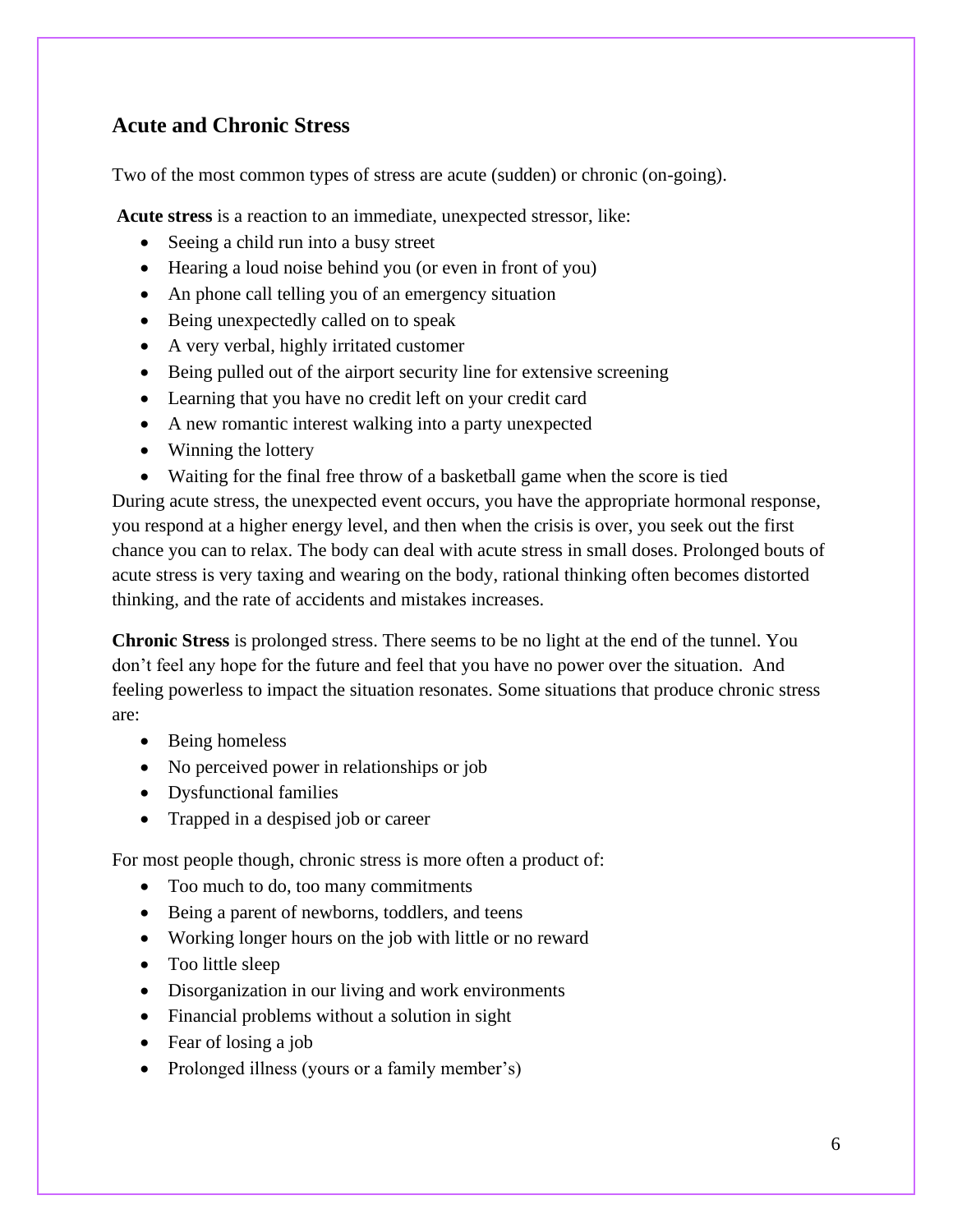## Acute and Chronic Stress

Two of the most common types of stress are acute (sudden) or chronic (on-going).

**Acute stress** is a reaction to an immediate, unexpected stressor, like:

- Seeing a child run into a busy street
- Hearing a loud noise behind you (or even in front of you)
- An phone call telling you of an emergency situation
- Being unexpectedly called on to speak
- A very verbal, highly irritated customer
- Being pulled out of the airport security line for extensive screening
- Learning that you have no credit left on your credit card
- A new romantic interest walking into a party unexpected
- Winning the lottery
- Waiting for the final free throw of a basketball game when the score is tied

During acute stress, the unexpected event occurs, you have the appropriate hormonal response, you respond at a higher energy level, and then when the crisis is over, you seek out the first chance you can to relax. The body can deal with acute stress in small doses. Prolonged bouts of acute stress is very taxing and wearing on the body, rational thinking often becomes distorted thinking, and the rate of accidents and mistakes increases.

**Chronic Stress** is prolonged stress. There seems to be no light at the end of the tunnel. You don't feel any hope for the future and feel that you have no power over the situation. And feeling powerless to impact the situation resonates. Some situations that produce chronic stress are:

- Being homeless
- No perceived power in relationships or job
- Dysfunctional families
- Trapped in a despised job or career

For most people though, chronic stress is more often a product of:

- Too much to do, too many commitments
- Being a parent of newborns, toddlers, and teens
- Working longer hours on the job with little or no reward
- Too little sleep
- Disorganization in our living and work environments
- Financial problems without a solution in sight
- Fear of losing a job
- Prolonged illness (yours or a family member's)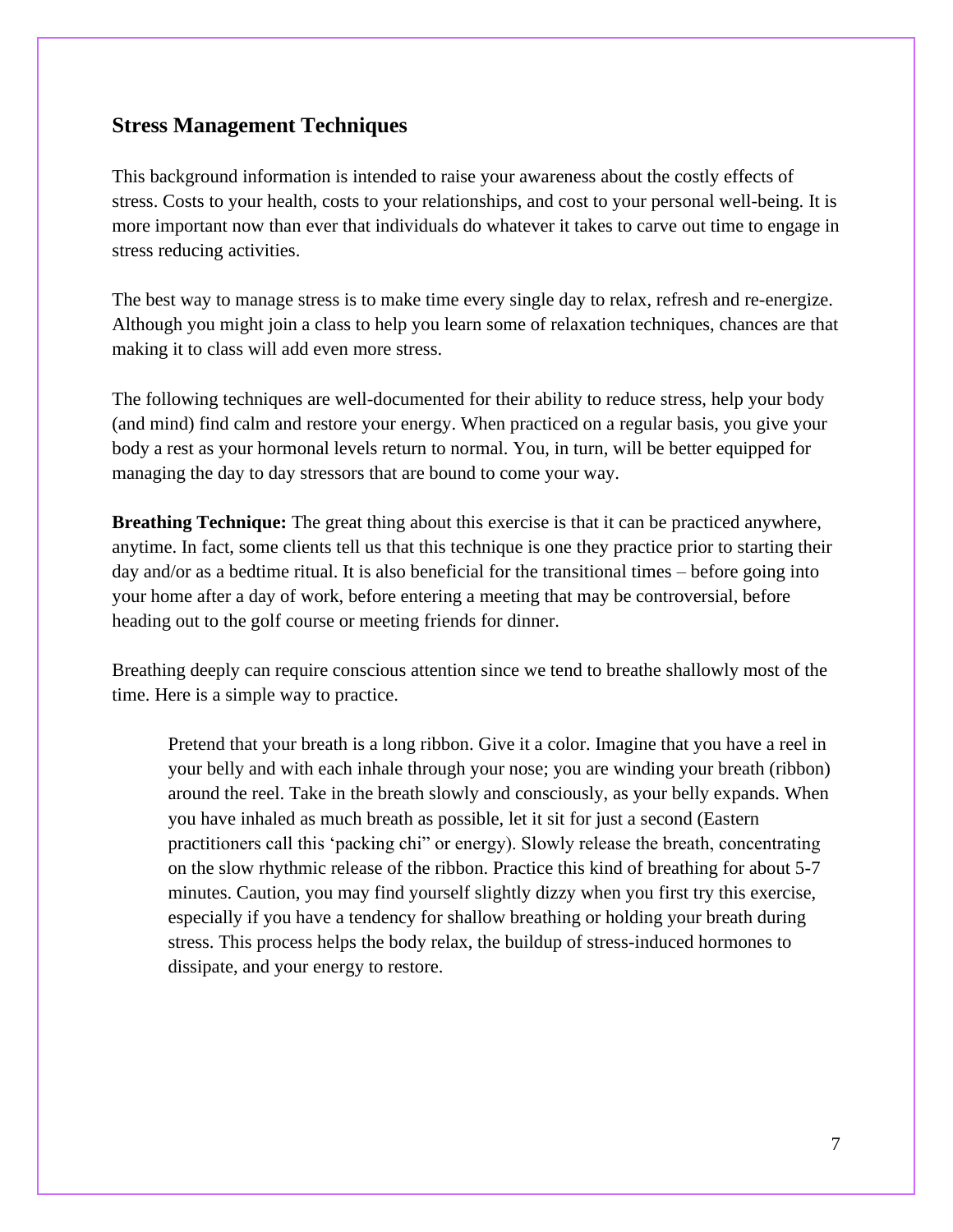## Stress Management Techniques

This background information is intended to raise your awareness about the costly effects of stress. Costs to your health, costs to your relationships, and cost to your personal well-being. It is more important now than ever that individuals do whatever it takes to carve out time to engage in stress reducing activities.

The best way to manage stress is to make time every single day to relax, refresh and re-energize. Although you might join a class to help you learn some of relaxation techniques, chances are that making it to class will add even more stress.

The following techniques are well-documented for their ability to reduce stress, help your body (and mind) find calm and restore your energy. When practiced on a regular basis, you give your body a rest as your hormonal levels return to normal. You, in turn, will be better equipped for managing the day to day stressors that are bound to come your way.

**Breathing Technique:** The great thing about this exercise is that it can be practiced anywhere, anytime. In fact, some clients tell us that this technique is one they practice prior to starting their day and/or as a bedtime ritual. It is also beneficial for the transitional times – before going into your home after a day of work, before entering a meeting that may be controversial, before heading out to the golf course or meeting friends for dinner.

Breathing deeply can require conscious attention since we tend to breathe shallowly most of the time. Here is a simple way to practice.

> Pretend that your breath is a long ribbon. Give it a color. Imagine that you have a reel in your belly and with each inhale through your nose; you are winding your breath (ribbon) around the reel. Take in the breath slowly and consciously, as your belly expands. When you have inhaled as much breath as possible, let it sit for just a second (Eastern practitioners call this 'packing chi" or energy). Slowly release the breath, concentrating on the slow rhythmic release of the ribbon. Practice this kind of breathing for about 5-7 minutes. Caution, you may find yourself slightly dizzy when you first try this exercise, especially if you have a tendency for shallow breathing or holding your breath during stress. This process helps the body relax, the buildup of stress-induced hormones to dissipate, and your energy to restore.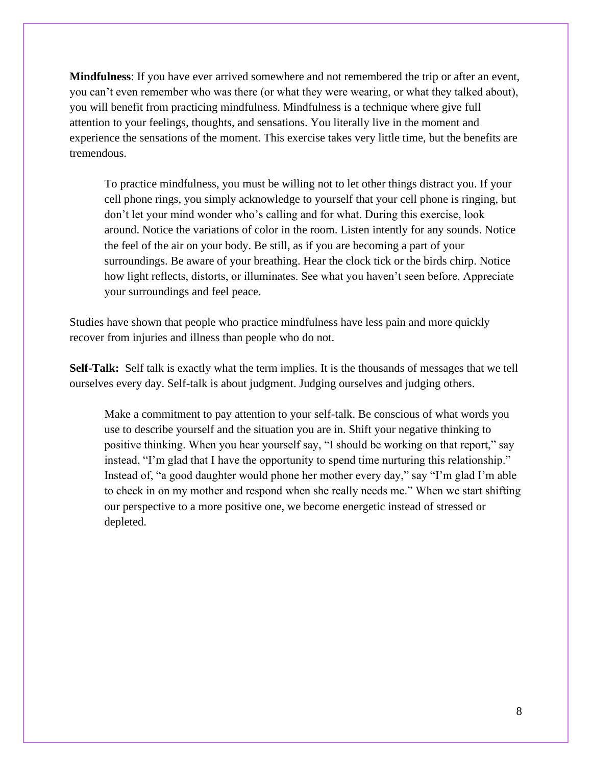**Mindfulness**: If you have ever arrived somewhere and not remembered the trip or after an event, you can't even remember who was there (or what they were wearing, or what they talked about), you will benefit from practicing mindfulness. Mindfulness is a technique where give full attention to your feelings, thoughts, and sensations. You literally live in the moment and experience the sensations of the moment. This exercise takes very little time, but the benefits are tremendous.

> To practice mindfulness, you must be willing not to let other things distract you. If your cell phone rings, you simply acknowledge to yourself that your cell phone is ringing, but don't let your mind wonder who's calling and for what. During this exercise, look around. Notice the variations of color in the room. Listen intently for any sounds. Notice the feel of the air on your body. Be still, as if you are becoming a part of your surroundings. Be aware of your breathing. Hear the clock tick or the birds chirp. Notice how light reflects, distorts, or illuminates. See what you haven't seen before. Appreciate your surroundings and feel peace.

Studies have shown that people who practice mindfulness have less pain and more quickly recover from injuries and illness than people who do not.

**Self-Talk:** Self talk is exactly what the term implies. It is the thousands of messages that we tell ourselves every day. Self-talk is about judgment. Judging ourselves and judging others.

> Make a commitment to pay attention to your self-talk. Be conscious of what words you use to describe yourself and the situation you are in. Shift your negative thinking to positive thinking. When you hear yourself say, "I should be working on that report," say instead, "I'm glad that I have the opportunity to spend time nurturing this relationship." Instead of, "a good daughter would phone her mother every day," say "I'm glad I'm able to check in on my mother and respond when she really needs me." When we start shifting our perspective to a more positive one, we become energetic instead of stressed or depleted.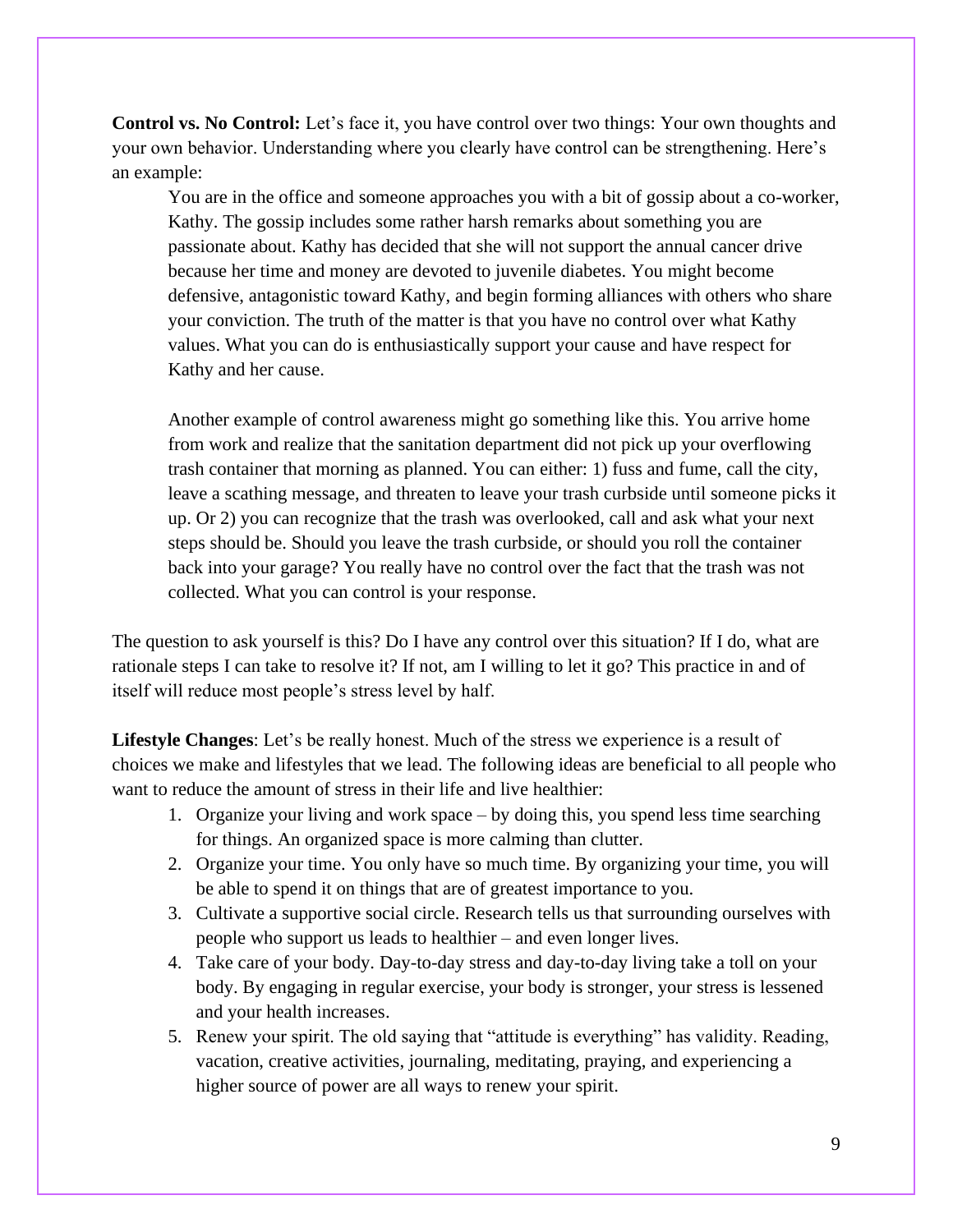**Control vs. No Control:** Let's face it, you have control over two things: Your own thoughts and your own behavior. Understanding where you clearly have control can be strengthening. Here's an example:

> You are in the office and someone approaches you with a bit of gossip about a co-worker, Kathy. The gossip includes some rather harsh remarks about something you are passionate about. Kathy has decided that she will not support the annual cancer drive because her time and money are devoted to juvenile diabetes. You might become defensive, antagonistic toward Kathy, and begin forming alliances with others who share your conviction. The truth of the matter is that you have no control over what Kathy values. What you can do is enthusiastically support your cause and have respect for Kathy and her cause.
>
> Another example of control awareness might go something like this. You arrive home from work and realize that the sanitation department did not pick up your overflowing trash container that morning as planned. You can either: 1) fuss and fume, call the city, leave a scathing message, and threaten to leave your trash curbside until someone picks it up. Or 2) you can recognize that the trash was overlooked, call and ask what your next steps should be. Should you leave the trash curbside, or should you roll the container back into your garage? You really have no control over the fact that the trash was not collected. What you can control is your response.

The question to ask yourself is this? Do I have any control over this situation? If I do, what are rationale steps I can take to resolve it? If not, am I willing to let it go? This practice in and of itself will reduce most people's stress level by half.

**Lifestyle Changes**: Let's be really honest. Much of the stress we experience is a result of choices we make and lifestyles that we lead. The following ideas are beneficial to all people who want to reduce the amount of stress in their life and live healthier:

1. Organize your living and work space – by doing this, you spend less time searching for things. An organized space is more calming than clutter.
2. Organize your time. You only have so much time. By organizing your time, you will be able to spend it on things that are of greatest importance to you.
3. Cultivate a supportive social circle. Research tells us that surrounding ourselves with people who support us leads to healthier – and even longer lives.
4. Take care of your body. Day-to-day stress and day-to-day living take a toll on your body. By engaging in regular exercise, your body is stronger, your stress is lessened and your health increases.
5. Renew your spirit. The old saying that "attitude is everything" has validity. Reading, vacation, creative activities, journaling, meditating, praying, and experiencing a higher source of power are all ways to renew your spirit.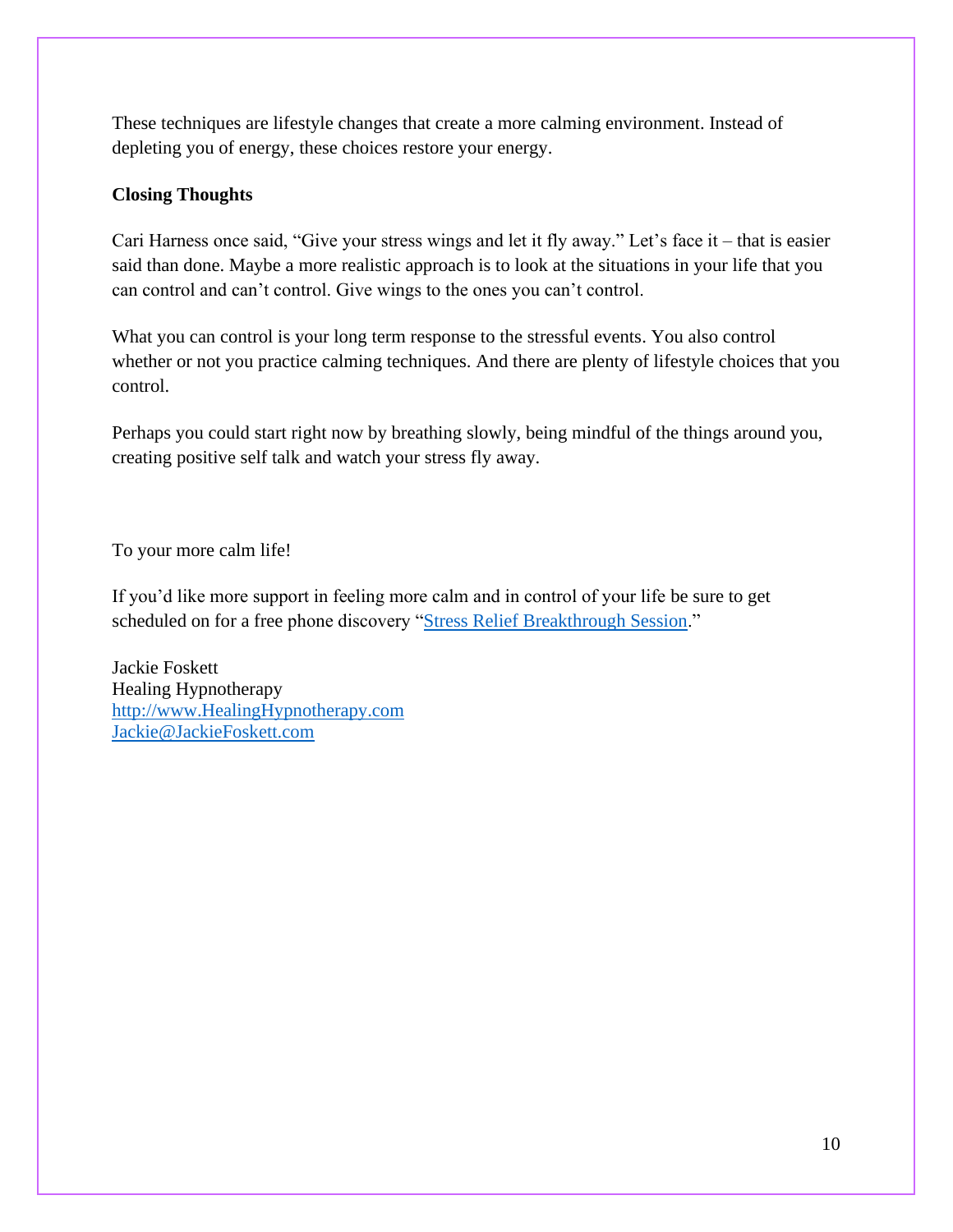These techniques are lifestyle changes that create a more calming environment. Instead of depleting you of energy, these choices restore your energy.

**Closing Thoughts**

Cari Harness once said, "Give your stress wings and let it fly away." Let's face it – that is easier said than done. Maybe a more realistic approach is to look at the situations in your life that you can control and can't control. Give wings to the ones you can't control.

What you can control is your long term response to the stressful events. You also control whether or not you practice calming techniques. And there are plenty of lifestyle choices that you control.

Perhaps you could start right now by breathing slowly, being mindful of the things around you, creating positive self talk and watch your stress fly away.

To your more calm life!

If you'd like more support in feeling more calm and in control of your life be sure to get scheduled on for a free phone discovery "Stress Relief Breakthrough Session."

Jackie Foskett
Healing Hypnotherapy
http://www.HealingHypnotherapy.com
Jackie@JackieFoskett.com